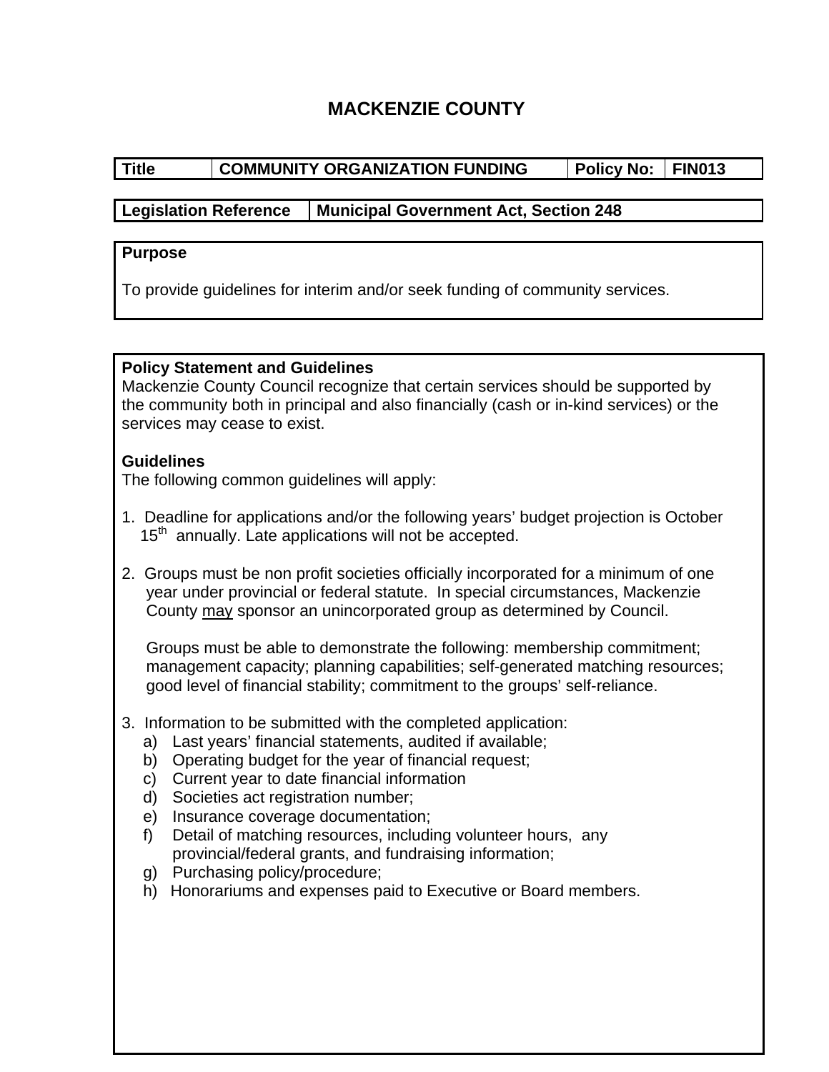# MACKENZIE COUNTY

| Title | COMMUNITY ORGANIZATION FUNDING | Policy No: | FIN013 |
|---|---|---|---|

| Legislation Reference | Municipal Government Act, Section 248 |
|---|---|

**Purpose**

To provide guidelines for interim and/or seek funding of community services.

**Policy Statement and Guidelines**

Mackenzie County Council recognize that certain services should be supported by the community both in principal and also financially (cash or in-kind services) or the services may cease to exist.

**Guidelines**

The following common guidelines will apply:

1. Deadline for applications and/or the following years' budget projection is October 15th annually. Late applications will not be accepted.

2. Groups must be non profit societies officially incorporated for a minimum of one year under provincial or federal statute. In special circumstances, Mackenzie County <u>may</u> sponsor an unincorporated group as determined by Council.

   Groups must be able to demonstrate the following: membership commitment; management capacity; planning capabilities; self-generated matching resources; good level of financial stability; commitment to the groups' self-reliance.

3. Information to be submitted with the completed application:
   a) Last years' financial statements, audited if available;
   b) Operating budget for the year of financial request;
   c) Current year to date financial information
   d) Societies act registration number;
   e) Insurance coverage documentation;
   f) Detail of matching resources, including volunteer hours, any provincial/federal grants, and fundraising information;
   g) Purchasing policy/procedure;
   h) Honorariums and expenses paid to Executive or Board members.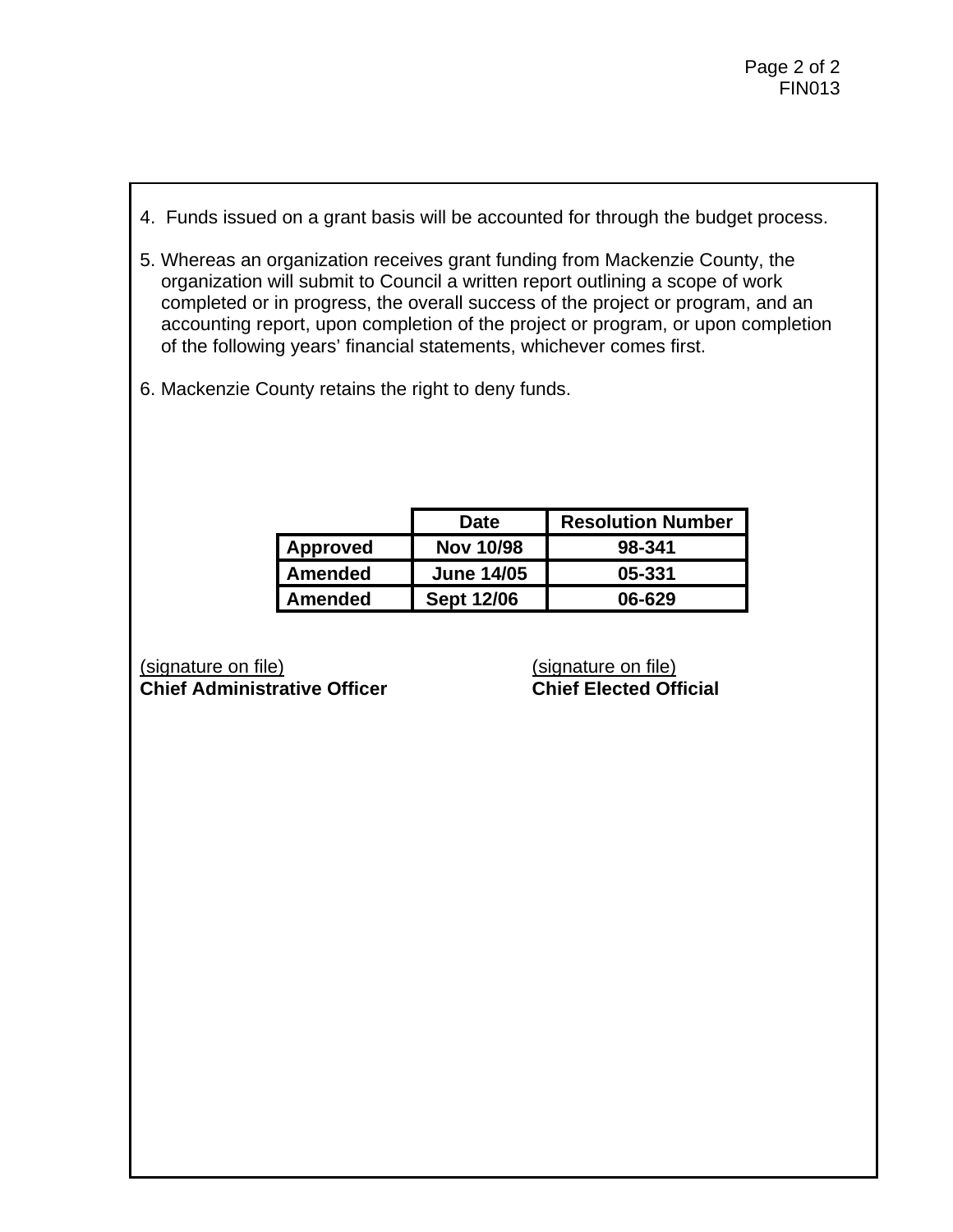4. Funds issued on a grant basis will be accounted for through the budget process.

5. Whereas an organization receives grant funding from Mackenzie County, the organization will submit to Council a written report outlining a scope of work completed or in progress, the overall success of the project or program, and an accounting report, upon completion of the project or program, or upon completion of the following years' financial statements, whichever comes first.

6. Mackenzie County retains the right to deny funds.

| | Date | Resolution Number |
|---|---|---|
| **Approved** | **Nov 10/98** | **98-341** |
| **Amended** | **June 14/05** | **05-331** |
| **Amended** | **Sept 12/06** | **06-629** |

(signature on file)
**Chief Administrative Officer**

(signature on file)
**Chief Elected Official**